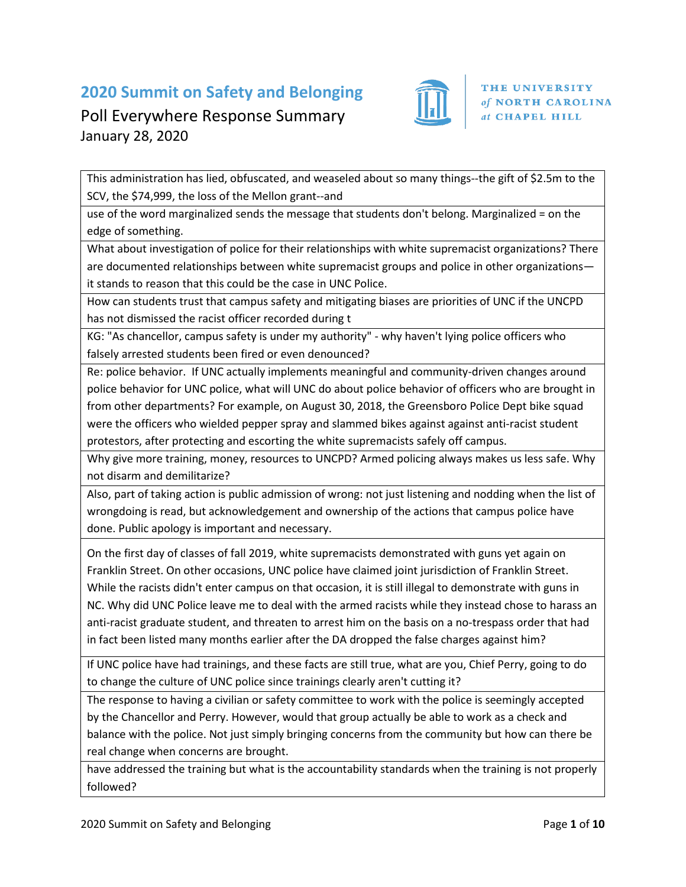# 2020 Summit on Safety and Belonging

Poll Everywhere Response Summary
January 28, 2020

THE UNIVERSITY of NORTH CAROLINA at CHAPEL HILL

| |
|---|
| This administration has lied, obfuscated, and weaseled about so many things--the gift of $2.5m to the SCV, the $74,999, the loss of the Mellon grant--and |
| use of the word marginalized sends the message that students don't belong. Marginalized = on the edge of something. |
| What about investigation of police for their relationships with white supremacist organizations? There are documented relationships between white supremacist groups and police in other organizations—it stands to reason that this could be the case in UNC Police. |
| How can students trust that campus safety and mitigating biases are priorities of UNC if the UNCPD has not dismissed the racist officer recorded during t |
| KG: "As chancellor, campus safety is under my authority" - why haven't lying police officers who falsely arrested students been fired or even denounced? |
| Re: police behavior. If UNC actually implements meaningful and community-driven changes around police behavior for UNC police, what will UNC do about police behavior of officers who are brought in from other departments? For example, on August 30, 2018, the Greensboro Police Dept bike squad were the officers who wielded pepper spray and slammed bikes against against anti-racist student protestors, after protecting and escorting the white supremacists safely off campus. |
| Why give more training, money, resources to UNCPD? Armed policing always makes us less safe. Why not disarm and demilitarize? |
| Also, part of taking action is public admission of wrong: not just listening and nodding when the list of wrongdoing is read, but acknowledgement and ownership of the actions that campus police have done. Public apology is important and necessary. |
| On the first day of classes of fall 2019, white supremacists demonstrated with guns yet again on Franklin Street. On other occasions, UNC police have claimed joint jurisdiction of Franklin Street. While the racists didn't enter campus on that occasion, it is still illegal to demonstrate with guns in NC. Why did UNC Police leave me to deal with the armed racists while they instead chose to harass an anti-racist graduate student, and threaten to arrest him on the basis on a no-trespass order that had in fact been listed many months earlier after the DA dropped the false charges against him? |
| If UNC police have had trainings, and these facts are still true, what are you, Chief Perry, going to do to change the culture of UNC police since trainings clearly aren't cutting it? |
| The response to having a civilian or safety committee to work with the police is seemingly accepted by the Chancellor and Perry. However, would that group actually be able to work as a check and balance with the police. Not just simply bringing concerns from the community but how can there be real change when concerns are brought. |
| have addressed the training but what is the accountability standards when the training is not properly followed? |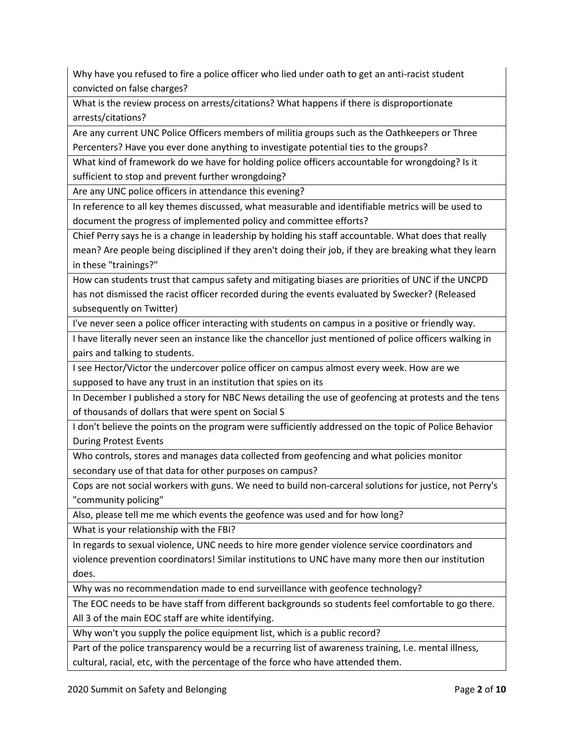| |
|---|
| Why have you refused to fire a police officer who lied under oath to get an anti-racist student convicted on false charges? |
| What is the review process on arrests/citations? What happens if there is disproportionate arrests/citations? |
| Are any current UNC Police Officers members of militia groups such as the Oathkeepers or Three Percenters? Have you ever done anything to investigate potential ties to the groups? |
| What kind of framework do we have for holding police officers accountable for wrongdoing? Is it sufficient to stop and prevent further wrongdoing? |
| Are any UNC police officers in attendance this evening? |
| In reference to all key themes discussed, what measurable and identifiable metrics will be used to document the progress of implemented policy and committee efforts? |
| Chief Perry says he is a change in leadership by holding his staff accountable. What does that really mean? Are people being disciplined if they aren't doing their job, if they are breaking what they learn in these "trainings?" |
| How can students trust that campus safety and mitigating biases are priorities of UNC if the UNCPD has not dismissed the racist officer recorded during the events evaluated by Swecker? (Released subsequently on Twitter) |
| I've never seen a police officer interacting with students on campus in a positive or friendly way. |
| I have literally never seen an instance like the chancellor just mentioned of police officers walking in pairs and talking to students. |
| I see Hector/Victor the undercover police officer on campus almost every week. How are we supposed to have any trust in an institution that spies on its |
| In December I published a story for NBC News detailing the use of geofencing at protests and the tens of thousands of dollars that were spent on Social S |
| I don't believe the points on the program were sufficiently addressed on the topic of Police Behavior During Protest Events |
| Who controls, stores and manages data collected from geofencing and what policies monitor secondary use of that data for other purposes on campus? |
| Cops are not social workers with guns. We need to build non-carceral solutions for justice, not Perry's "community policing" |
| Also, please tell me me which events the geofence was used and for how long? |
| What is your relationship with the FBI? |
| In regards to sexual violence, UNC needs to hire more gender violence service coordinators and violence prevention coordinators! Similar institutions to UNC have many more then our institution does. |
| Why was no recommendation made to end surveillance with geofence technology? |
| The EOC needs to be have staff from different backgrounds so students feel comfortable to go there. All 3 of the main EOC staff are white identifying. |
| Why won't you supply the police equipment list, which is a public record? |
| Part of the police transparency would be a recurring list of awareness training, I.e. mental illness, cultural, racial, etc, with the percentage of the force who have attended them. |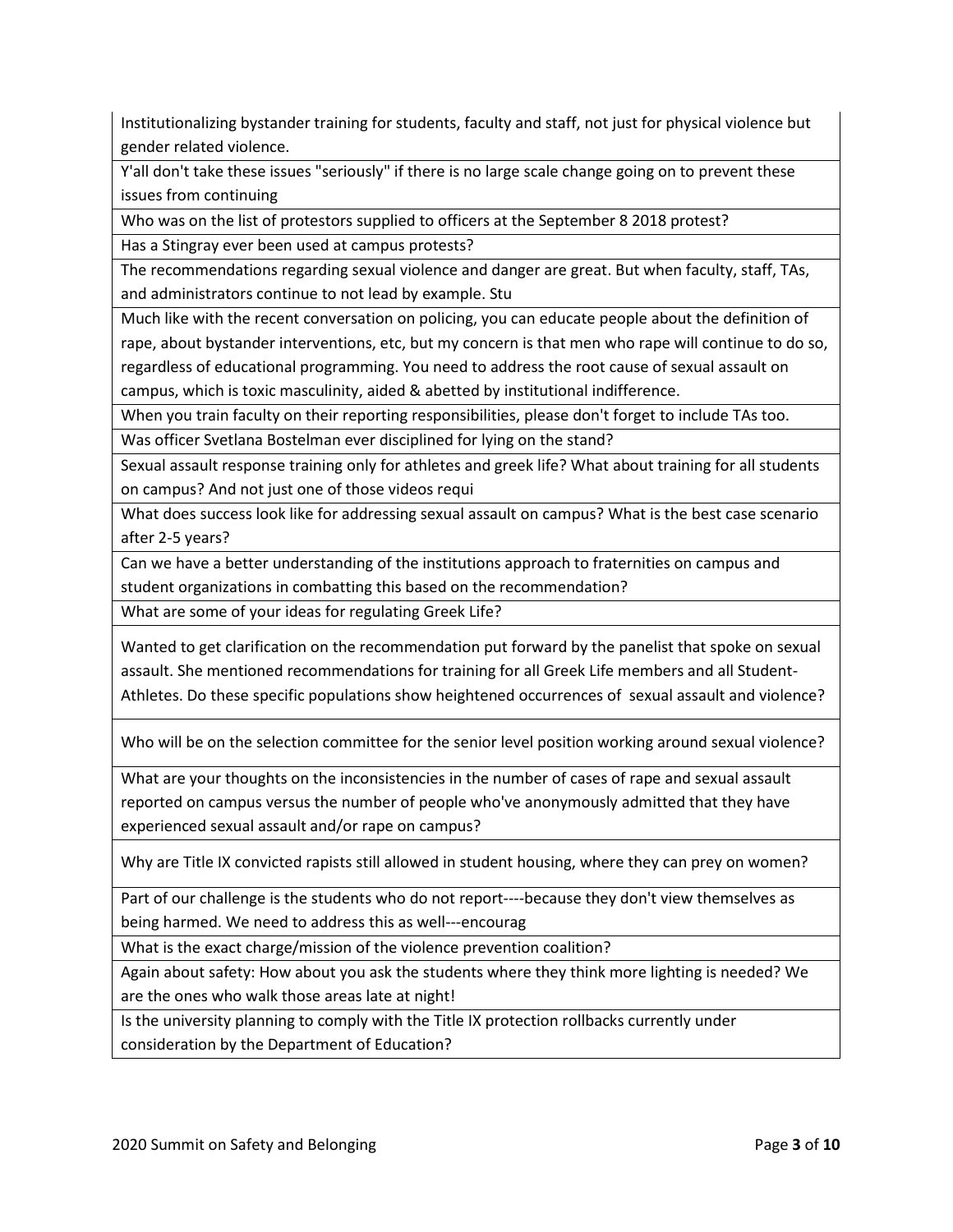| |
|---|
| Institutionalizing bystander training for students, faculty and staff, not just for physical violence but gender related violence. |
| Y'all don't take these issues "seriously" if there is no large scale change going on to prevent these issues from continuing |
| Who was on the list of protestors supplied to officers at the September 8 2018 protest? |
| Has a Stingray ever been used at campus protests? |
| The recommendations regarding sexual violence and danger are great. But when faculty, staff, TAs, and administrators continue to not lead by example. Stu |
| Much like with the recent conversation on policing, you can educate people about the definition of rape, about bystander interventions, etc, but my concern is that men who rape will continue to do so, regardless of educational programming. You need to address the root cause of sexual assault on campus, which is toxic masculinity, aided & abetted by institutional indifference. |
| When you train faculty on their reporting responsibilities, please don't forget to include TAs too. |
| Was officer Svetlana Bostelman ever disciplined for lying on the stand? |
| Sexual assault response training only for athletes and greek life? What about training for all students on campus? And not just one of those videos requi |
| What does success look like for addressing sexual assault on campus? What is the best case scenario after 2-5 years? |
| Can we have a better understanding of the institutions approach to fraternities on campus and student organizations in combatting this based on the recommendation? |
| What are some of your ideas for regulating Greek Life? |
| Wanted to get clarification on the recommendation put forward by the panelist that spoke on sexual assault. She mentioned recommendations for training for all Greek Life members and all Student-Athletes. Do these specific populations show heightened occurrences of sexual assault and violence? |
| Who will be on the selection committee for the senior level position working around sexual violence? |
| What are your thoughts on the inconsistencies in the number of cases of rape and sexual assault reported on campus versus the number of people who've anonymously admitted that they have experienced sexual assault and/or rape on campus? |
| Why are Title IX convicted rapists still allowed in student housing, where they can prey on women? |
| Part of our challenge is the students who do not report----because they don't view themselves as being harmed. We need to address this as well---encourag |
| What is the exact charge/mission of the violence prevention coalition? |
| Again about safety: How about you ask the students where they think more lighting is needed? We are the ones who walk those areas late at night! |
| Is the university planning to comply with the Title IX protection rollbacks currently under consideration by the Department of Education? |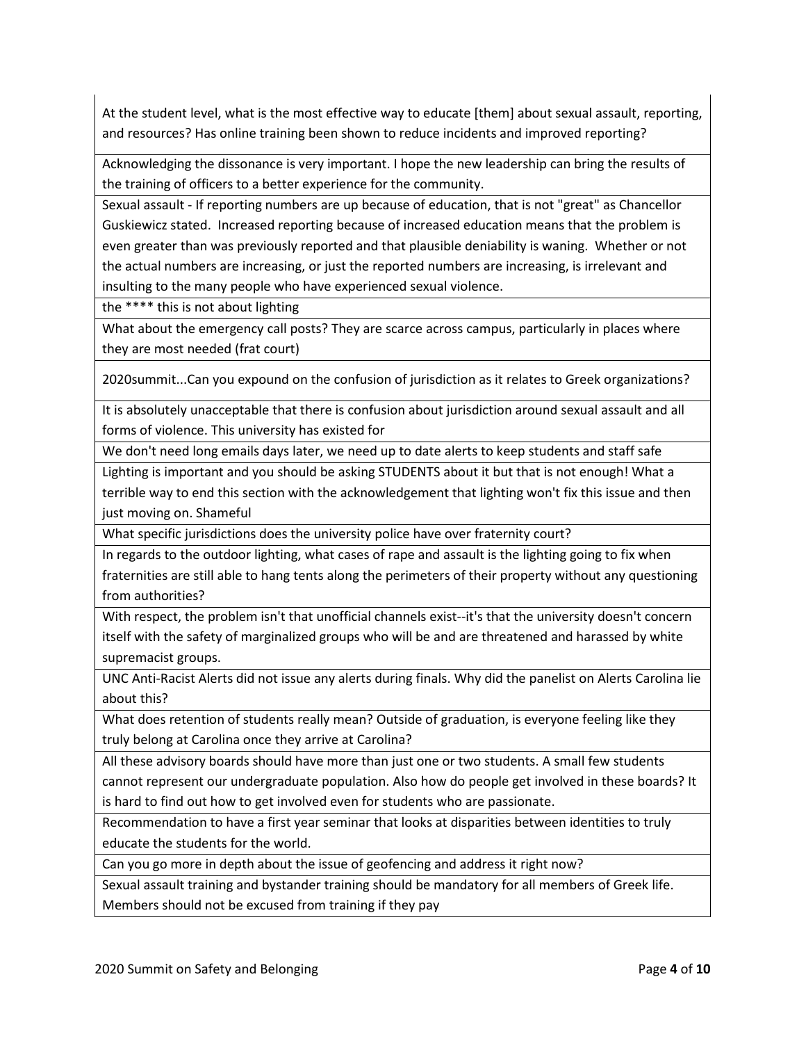| |
|---|
| At the student level, what is the most effective way to educate [them] about sexual assault, reporting, and resources? Has online training been shown to reduce incidents and improved reporting? |
| Acknowledging the dissonance is very important. I hope the new leadership can bring the results of the training of officers to a better experience for the community. |
| Sexual assault - If reporting numbers are up because of education, that is not "great" as Chancellor Guskiewicz stated. Increased reporting because of increased education means that the problem is even greater than was previously reported and that plausible deniability is waning. Whether or not the actual numbers are increasing, or just the reported numbers are increasing, is irrelevant and insulting to the many people who have experienced sexual violence. |
| the **** this is not about lighting |
| What about the emergency call posts? They are scarce across campus, particularly in places where they are most needed (frat court) |
| 2020summit...Can you expound on the confusion of jurisdiction as it relates to Greek organizations? |
| It is absolutely unacceptable that there is confusion about jurisdiction around sexual assault and all forms of violence. This university has existed for |
| We don't need long emails days later, we need up to date alerts to keep students and staff safe |
| Lighting is important and you should be asking STUDENTS about it but that is not enough! What a terrible way to end this section with the acknowledgement that lighting won't fix this issue and then just moving on. Shameful |
| What specific jurisdictions does the university police have over fraternity court? |
| In regards to the outdoor lighting, what cases of rape and assault is the lighting going to fix when fraternities are still able to hang tents along the perimeters of their property without any questioning from authorities? |
| With respect, the problem isn't that unofficial channels exist--it's that the university doesn't concern itself with the safety of marginalized groups who will be and are threatened and harassed by white supremacist groups. |
| UNC Anti-Racist Alerts did not issue any alerts during finals. Why did the panelist on Alerts Carolina lie about this? |
| What does retention of students really mean? Outside of graduation, is everyone feeling like they truly belong at Carolina once they arrive at Carolina? |
| All these advisory boards should have more than just one or two students. A small few students cannot represent our undergraduate population. Also how do people get involved in these boards? It is hard to find out how to get involved even for students who are passionate. |
| Recommendation to have a first year seminar that looks at disparities between identities to truly educate the students for the world. |
| Can you go more in depth about the issue of geofencing and address it right now? |
| Sexual assault training and bystander training should be mandatory for all members of Greek life. Members should not be excused from training if they pay |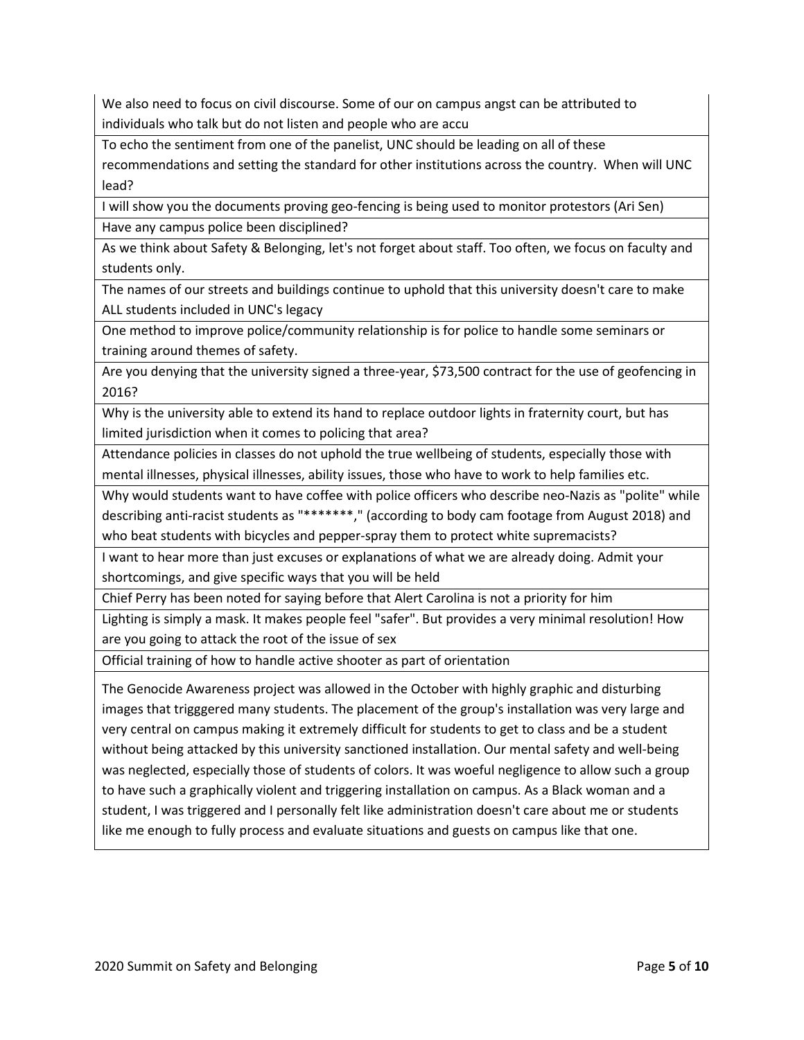| |
|---|
| We also need to focus on civil discourse. Some of our on campus angst can be attributed to individuals who talk but do not listen and people who are accu |
| To echo the sentiment from one of the panelist, UNC should be leading on all of these recommendations and setting the standard for other institutions across the country. When will UNC lead? |
| I will show you the documents proving geo-fencing is being used to monitor protestors (Ari Sen) |
| Have any campus police been disciplined? |
| As we think about Safety & Belonging, let's not forget about staff. Too often, we focus on faculty and students only. |
| The names of our streets and buildings continue to uphold that this university doesn't care to make ALL students included in UNC's legacy |
| One method to improve police/community relationship is for police to handle some seminars or training around themes of safety. |
| Are you denying that the university signed a three-year, $73,500 contract for the use of geofencing in 2016? |
| Why is the university able to extend its hand to replace outdoor lights in fraternity court, but has limited jurisdiction when it comes to policing that area? |
| Attendance policies in classes do not uphold the true wellbeing of students, especially those with mental illnesses, physical illnesses, ability issues, those who have to work to help families etc. |
| Why would students want to have coffee with police officers who describe neo-Nazis as "polite" while describing anti-racist students as "*******," (according to body cam footage from August 2018) and who beat students with bicycles and pepper-spray them to protect white supremacists? |
| I want to hear more than just excuses or explanations of what we are already doing. Admit your shortcomings, and give specific ways that you will be held |
| Chief Perry has been noted for saying before that Alert Carolina is not a priority for him |
| Lighting is simply a mask. It makes people feel "safer". But provides a very minimal resolution! How are you going to attack the root of the issue of sex |
| Official training of how to handle active shooter as part of orientation |
| The Genocide Awareness project was allowed in the October with highly graphic and disturbing images that trigggered many students. The placement of the group's installation was very large and very central on campus making it extremely difficult for students to get to class and be a student without being attacked by this university sanctioned installation. Our mental safety and well-being was neglected, especially those of students of colors. It was woeful negligence to allow such a group to have such a graphically violent and triggering installation on campus. As a Black woman and a student, I was triggered and I personally felt like administration doesn't care about me or students like me enough to fully process and evaluate situations and guests on campus like that one. |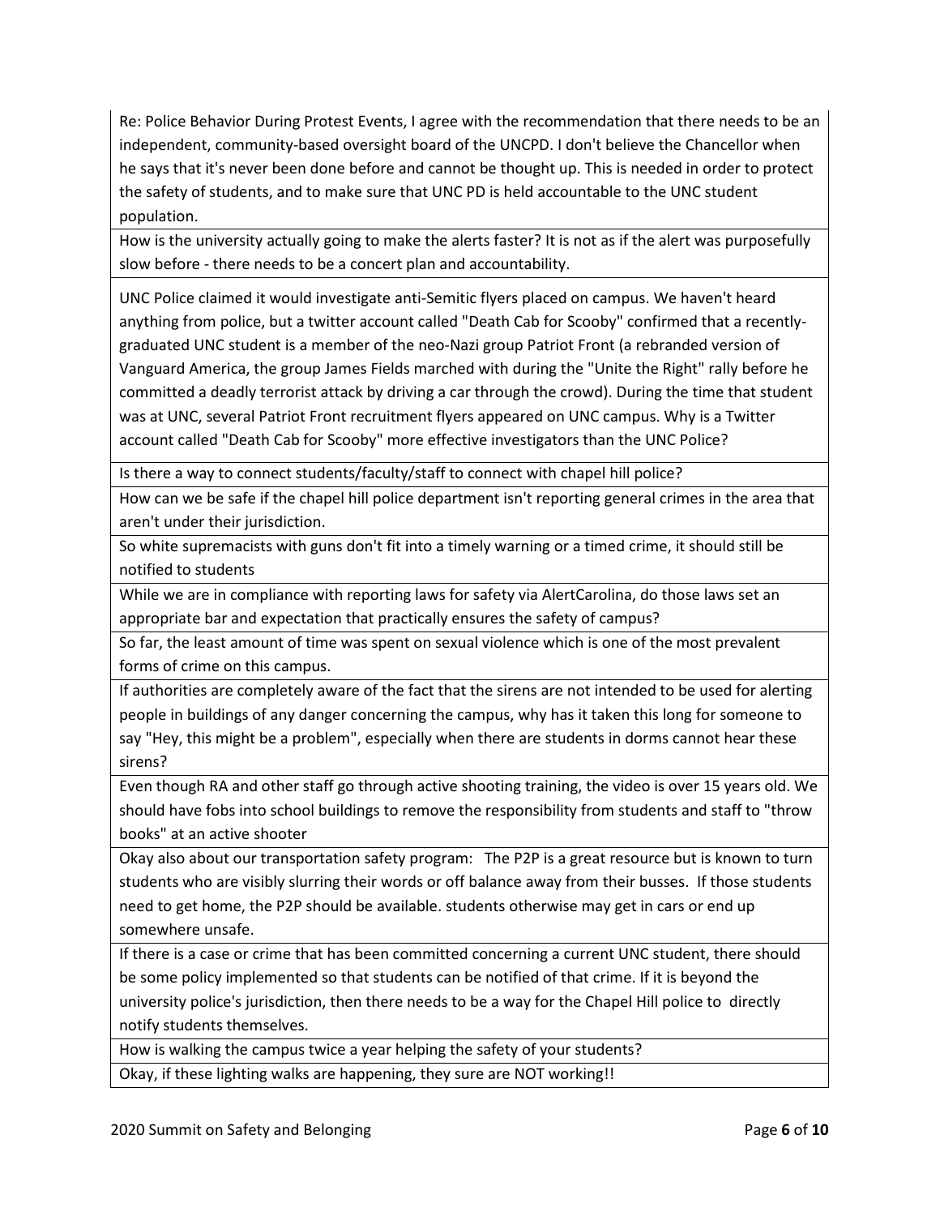| |
|---|
| Re: Police Behavior During Protest Events, I agree with the recommendation that there needs to be an independent, community-based oversight board of the UNCPD. I don't believe the Chancellor when he says that it's never been done before and cannot be thought up. This is needed in order to protect the safety of students, and to make sure that UNC PD is held accountable to the UNC student population. |
| How is the university actually going to make the alerts faster? It is not as if the alert was purposefully slow before - there needs to be a concert plan and accountability. |
| UNC Police claimed it would investigate anti-Semitic flyers placed on campus. We haven't heard anything from police, but a twitter account called "Death Cab for Scooby" confirmed that a recently-graduated UNC student is a member of the neo-Nazi group Patriot Front (a rebranded version of Vanguard America, the group James Fields marched with during the "Unite the Right" rally before he committed a deadly terrorist attack by driving a car through the crowd). During the time that student was at UNC, several Patriot Front recruitment flyers appeared on UNC campus. Why is a Twitter account called "Death Cab for Scooby" more effective investigators than the UNC Police? |
| Is there a way to connect students/faculty/staff to connect with chapel hill police? |
| How can we be safe if the chapel hill police department isn't reporting general crimes in the area that aren't under their jurisdiction. |
| So white supremacists with guns don't fit into a timely warning or a timed crime, it should still be notified to students |
| While we are in compliance with reporting laws for safety via AlertCarolina, do those laws set an appropriate bar and expectation that practically ensures the safety of campus? |
| So far, the least amount of time was spent on sexual violence which is one of the most prevalent forms of crime on this campus. |
| If authorities are completely aware of the fact that the sirens are not intended to be used for alerting people in buildings of any danger concerning the campus, why has it taken this long for someone to say "Hey, this might be a problem", especially when there are students in dorms cannot hear these sirens? |
| Even though RA and other staff go through active shooting training, the video is over 15 years old. We should have fobs into school buildings to remove the responsibility from students and staff to "throw books" at an active shooter |
| Okay also about our transportation safety program: The P2P is a great resource but is known to turn students who are visibly slurring their words or off balance away from their busses. If those students need to get home, the P2P should be available. students otherwise may get in cars or end up somewhere unsafe. |
| If there is a case or crime that has been committed concerning a current UNC student, there should be some policy implemented so that students can be notified of that crime. If it is beyond the university police's jurisdiction, then there needs to be a way for the Chapel Hill police to directly notify students themselves. |
| How is walking the campus twice a year helping the safety of your students? |
| Okay, if these lighting walks are happening, they sure are NOT working!! |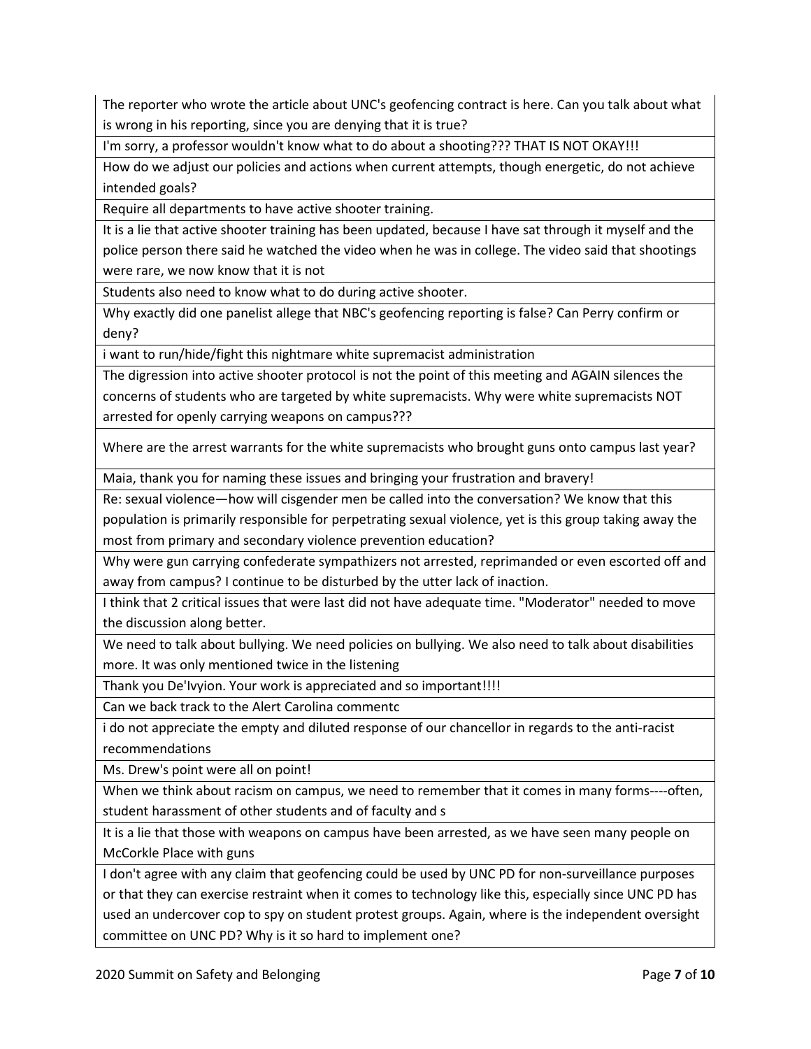| |
|---|
| The reporter who wrote the article about UNC's geofencing contract is here. Can you talk about what is wrong in his reporting, since you are denying that it is true? |
| I'm sorry, a professor wouldn't know what to do about a shooting??? THAT IS NOT OKAY!!! |
| How do we adjust our policies and actions when current attempts, though energetic, do not achieve intended goals? |
| Require all departments to have active shooter training. |
| It is a lie that active shooter training has been updated, because I have sat through it myself and the police person there said he watched the video when he was in college. The video said that shootings were rare, we now know that it is not |
| Students also need to know what to do during active shooter. |
| Why exactly did one panelist allege that NBC's geofencing reporting is false? Can Perry confirm or deny? |
| i want to run/hide/fight this nightmare white supremacist administration |
| The digression into active shooter protocol is not the point of this meeting and AGAIN silences the concerns of students who are targeted by white supremacists. Why were white supremacists NOT arrested for openly carrying weapons on campus??? |
| Where are the arrest warrants for the white supremacists who brought guns onto campus last year? |
| Maia, thank you for naming these issues and bringing your frustration and bravery! |
| Re: sexual violence—how will cisgender men be called into the conversation? We know that this population is primarily responsible for perpetrating sexual violence, yet is this group taking away the most from primary and secondary violence prevention education? |
| Why were gun carrying confederate sympathizers not arrested, reprimanded or even escorted off and away from campus? I continue to be disturbed by the utter lack of inaction. |
| I think that 2 critical issues that were last did not have adequate time. "Moderator" needed to move the discussion along better. |
| We need to talk about bullying. We need policies on bullying. We also need to talk about disabilities more. It was only mentioned twice in the listening |
| Thank you De'Ivyion. Your work is appreciated and so important!!!! |
| Can we back track to the Alert Carolina commentc |
| i do not appreciate the empty and diluted response of our chancellor in regards to the anti-racist recommendations |
| Ms. Drew's point were all on point! |
| When we think about racism on campus, we need to remember that it comes in many forms----often, student harassment of other students and of faculty and s |
| It is a lie that those with weapons on campus have been arrested, as we have seen many people on McCorkle Place with guns |
| I don't agree with any claim that geofencing could be used by UNC PD for non-surveillance purposes or that they can exercise restraint when it comes to technology like this, especially since UNC PD has used an undercover cop to spy on student protest groups. Again, where is the independent oversight committee on UNC PD? Why is it so hard to implement one? |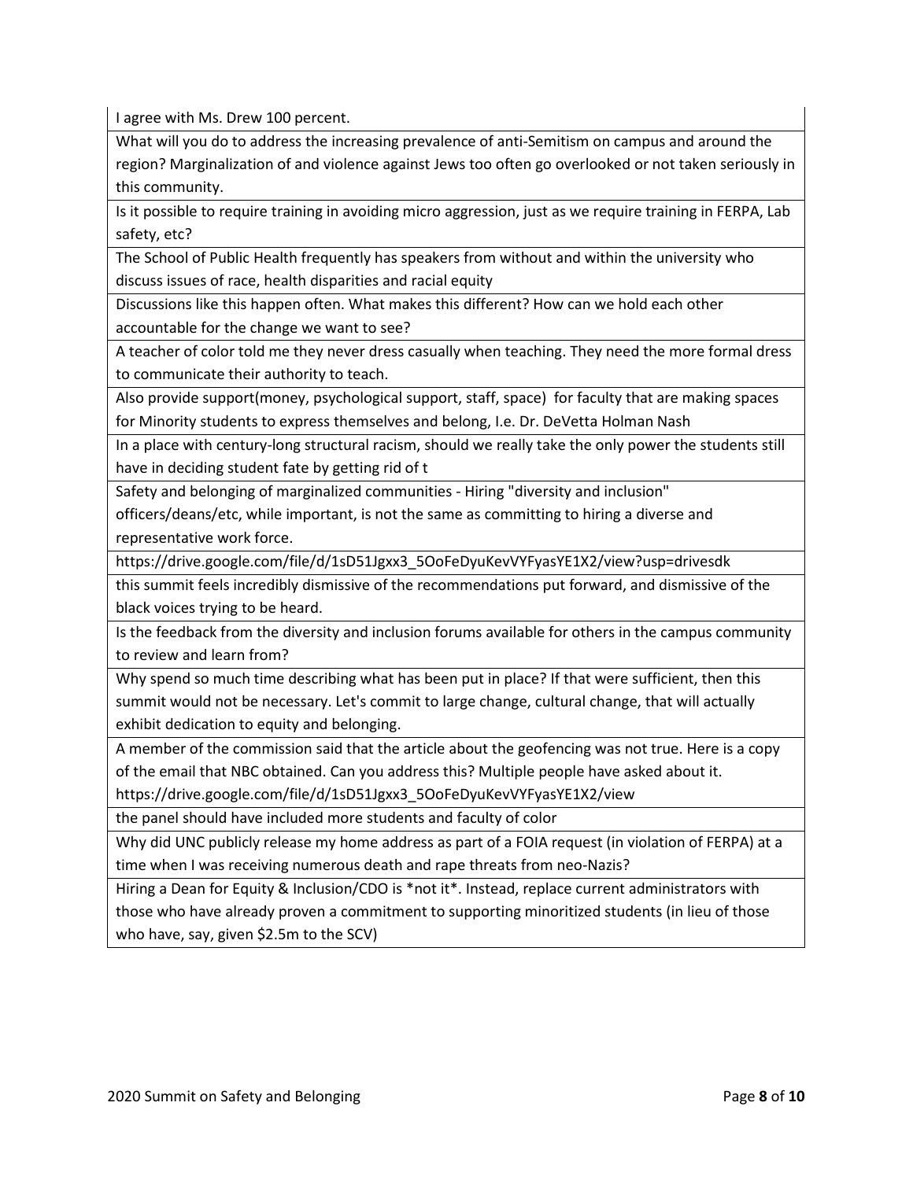| I agree with Ms. Drew 100 percent. |
|---|
| What will you do to address the increasing prevalence of anti-Semitism on campus and around the region? Marginalization of and violence against Jews too often go overlooked or not taken seriously in this community. |
| Is it possible to require training in avoiding micro aggression, just as we require training in FERPA, Lab safety, etc? |
| The School of Public Health frequently has speakers from without and within the university who discuss issues of race, health disparities and racial equity |
| Discussions like this happen often. What makes this different? How can we hold each other accountable for the change we want to see? |
| A teacher of color told me they never dress casually when teaching. They need the more formal dress to communicate their authority to teach. |
| Also provide support(money, psychological support, staff, space) for faculty that are making spaces for Minority students to express themselves and belong, I.e. Dr. DeVetta Holman Nash |
| In a place with century-long structural racism, should we really take the only power the students still have in deciding student fate by getting rid of t |
| Safety and belonging of marginalized communities - Hiring "diversity and inclusion" officers/deans/etc, while important, is not the same as committing to hiring a diverse and representative work force. |
| https://drive.google.com/file/d/1sD51Jgxx3_5OoFeDyuKevVYFyasYE1X2/view?usp=drivesdk |
| this summit feels incredibly dismissive of the recommendations put forward, and dismissive of the black voices trying to be heard. |
| Is the feedback from the diversity and inclusion forums available for others in the campus community to review and learn from? |
| Why spend so much time describing what has been put in place? If that were sufficient, then this summit would not be necessary. Let's commit to large change, cultural change, that will actually exhibit dedication to equity and belonging. |
| A member of the commission said that the article about the geofencing was not true. Here is a copy of the email that NBC obtained. Can you address this? Multiple people have asked about it. https://drive.google.com/file/d/1sD51Jgxx3_5OoFeDyuKevVYFyasYE1X2/view |
| the panel should have included more students and faculty of color |
| Why did UNC publicly release my home address as part of a FOIA request (in violation of FERPA) at a time when I was receiving numerous death and rape threats from neo-Nazis? |
| Hiring a Dean for Equity & Inclusion/CDO is *not it*. Instead, replace current administrators with those who have already proven a commitment to supporting minoritized students (in lieu of those who have, say, given $2.5m to the SCV) |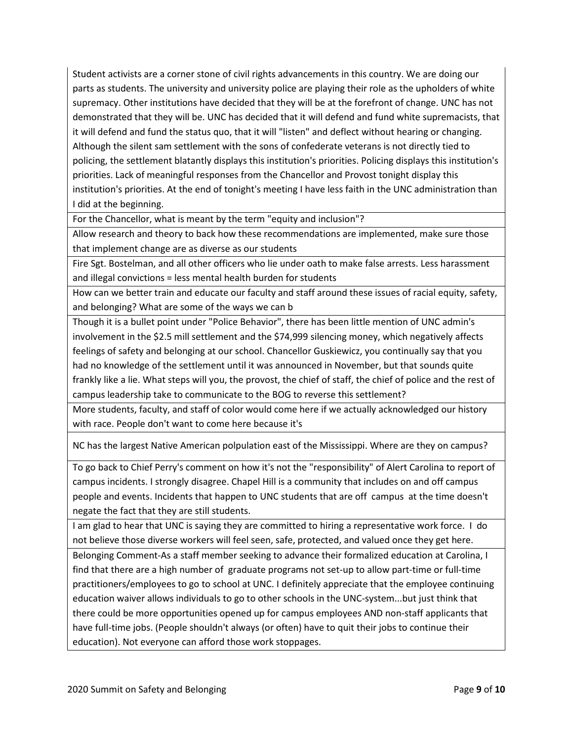| |
|---|
| Student activists are a corner stone of civil rights advancements in this country. We are doing our parts as students. The university and university police are playing their role as the upholders of white supremacy. Other institutions have decided that they will be at the forefront of change. UNC has not demonstrated that they will be. UNC has decided that it will defend and fund white supremacists, that it will defend and fund the status quo, that it will "listen" and deflect without hearing or changing. Although the silent sam settlement with the sons of confederate veterans is not directly tied to policing, the settlement blatantly displays this institution's priorities. Policing displays this institution's priorities. Lack of meaningful responses from the Chancellor and Provost tonight display this institution's priorities. At the end of tonight's meeting I have less faith in the UNC administration than I did at the beginning. |
| For the Chancellor, what is meant by the term "equity and inclusion"? |
| Allow research and theory to back how these recommendations are implemented, make sure those that implement change are as diverse as our students |
| Fire Sgt. Bostelman, and all other officers who lie under oath to make false arrests. Less harassment and illegal convictions = less mental health burden for students |
| How can we better train and educate our faculty and staff around these issues of racial equity, safety, and belonging? What are some of the ways we can b |
| Though it is a bullet point under "Police Behavior", there has been little mention of UNC admin's involvement in the $2.5 mill settlement and the $74,999 silencing money, which negatively affects feelings of safety and belonging at our school. Chancellor Guskiewicz, you continually say that you had no knowledge of the settlement until it was announced in November, but that sounds quite frankly like a lie. What steps will you, the provost, the chief of staff, the chief of police and the rest of campus leadership take to communicate to the BOG to reverse this settlement? |
| More students, faculty, and staff of color would come here if we actually acknowledged our history with race. People don't want to come here because it's |
| NC has the largest Native American polpulation east of the Mississippi. Where are they on campus? |
| To go back to Chief Perry's comment on how it's not the "responsibility" of Alert Carolina to report of campus incidents. I strongly disagree. Chapel Hill is a community that includes on and off campus people and events. Incidents that happen to UNC students that are off campus at the time doesn't negate the fact that they are still students. |
| I am glad to hear that UNC is saying they are committed to hiring a representative work force. I do not believe those diverse workers will feel seen, safe, protected, and valued once they get here. |
| Belonging Comment-As a staff member seeking to advance their formalized education at Carolina, I find that there are a high number of graduate programs not set-up to allow part-time or full-time practitioners/employees to go to school at UNC. I definitely appreciate that the employee continuing education waiver allows individuals to go to other schools in the UNC-system...but just think that there could be more opportunities opened up for campus employees AND non-staff applicants that have full-time jobs. (People shouldn't always (or often) have to quit their jobs to continue their education). Not everyone can afford those work stoppages. |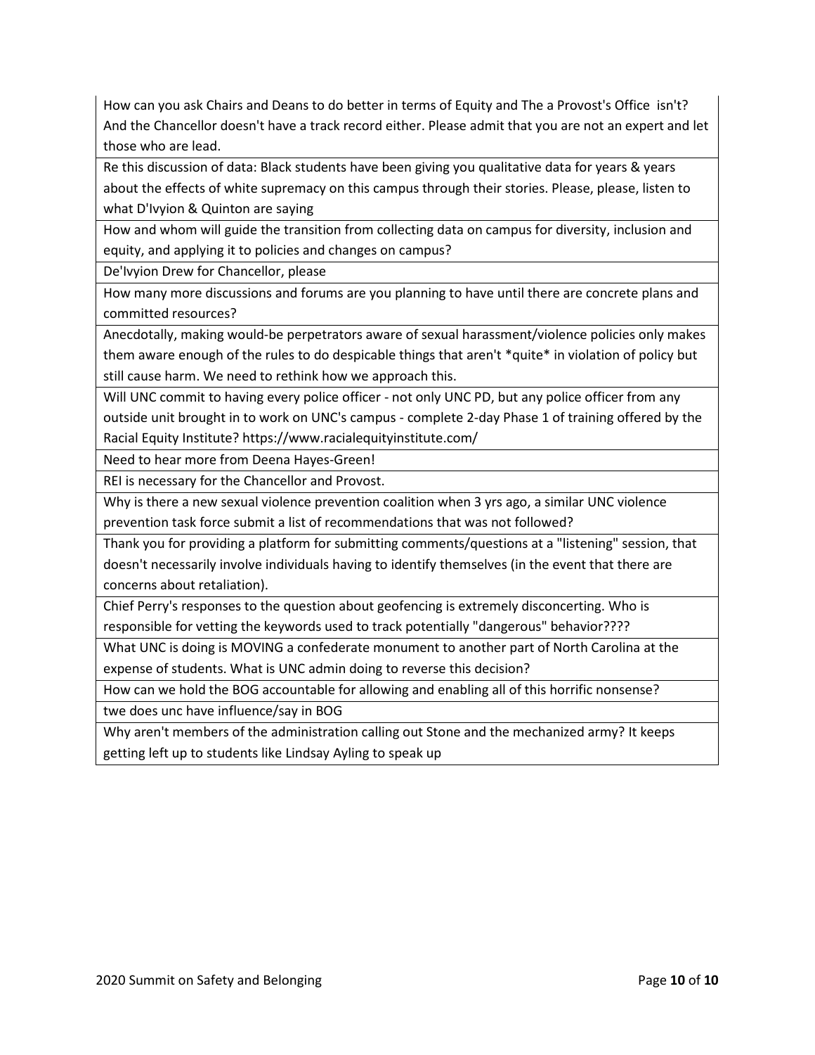| |
|---|
| How can you ask Chairs and Deans to do better in terms of Equity and The a Provost's Office isn't? And the Chancellor doesn't have a track record either. Please admit that you are not an expert and let those who are lead. |
| Re this discussion of data: Black students have been giving you qualitative data for years & years about the effects of white supremacy on this campus through their stories. Please, please, listen to what D'Ivyion & Quinton are saying |
| How and whom will guide the transition from collecting data on campus for diversity, inclusion and equity, and applying it to policies and changes on campus? |
| De'Ivyion Drew for Chancellor, please |
| How many more discussions and forums are you planning to have until there are concrete plans and committed resources? |
| Anecdotally, making would-be perpetrators aware of sexual harassment/violence policies only makes them aware enough of the rules to do despicable things that aren't *quite* in violation of policy but still cause harm. We need to rethink how we approach this. |
| Will UNC commit to having every police officer - not only UNC PD, but any police officer from any outside unit brought in to work on UNC's campus - complete 2-day Phase 1 of training offered by the Racial Equity Institute? https://www.racialequityinstitute.com/ |
| Need to hear more from Deena Hayes-Green! |
| REI is necessary for the Chancellor and Provost. |
| Why is there a new sexual violence prevention coalition when 3 yrs ago, a similar UNC violence prevention task force submit a list of recommendations that was not followed? |
| Thank you for providing a platform for submitting comments/questions at a "listening" session, that doesn't necessarily involve individuals having to identify themselves (in the event that there are concerns about retaliation). |
| Chief Perry's responses to the question about geofencing is extremely disconcerting. Who is responsible for vetting the keywords used to track potentially "dangerous" behavior???? |
| What UNC is doing is MOVING a confederate monument to another part of North Carolina at the expense of students. What is UNC admin doing to reverse this decision? |
| How can we hold the BOG accountable for allowing and enabling all of this horrific nonsense? |
| twe does unc have influence/say in BOG |
| Why aren't members of the administration calling out Stone and the mechanized army? It keeps getting left up to students like Lindsay Ayling to speak up |